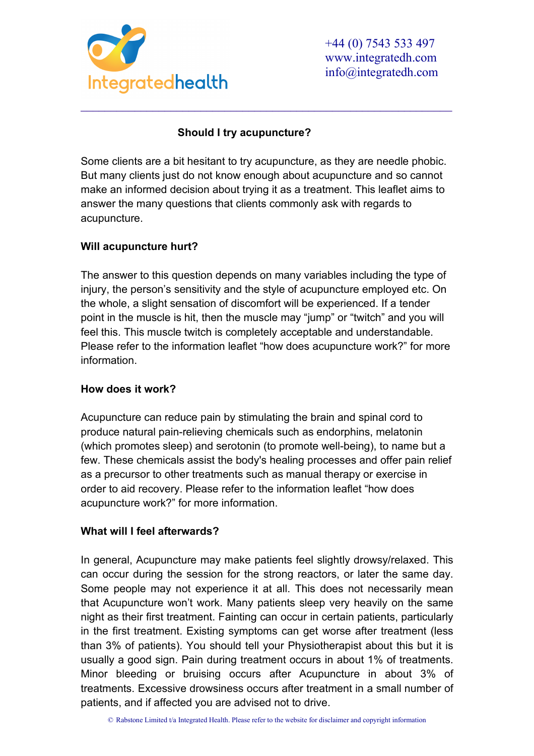Integratedhealth

+44 (0) 7543 533 497
www.integratedh.com
info@integratedh.com

## Should I try acupuncture?

Some clients are a bit hesitant to try acupuncture, as they are needle phobic. But many clients just do not know enough about acupuncture and so cannot make an informed decision about trying it as a treatment. This leaflet aims to answer the many questions that clients commonly ask with regards to acupuncture.

### Will acupuncture hurt?

The answer to this question depends on many variables including the type of injury, the person's sensitivity and the style of acupuncture employed etc. On the whole, a slight sensation of discomfort will be experienced. If a tender point in the muscle is hit, then the muscle may "jump" or "twitch" and you will feel this. This muscle twitch is completely acceptable and understandable. Please refer to the information leaflet "how does acupuncture work?" for more information.

### How does it work?

Acupuncture can reduce pain by stimulating the brain and spinal cord to produce natural pain-relieving chemicals such as endorphins, melatonin (which promotes sleep) and serotonin (to promote well-being), to name but a few. These chemicals assist the body's healing processes and offer pain relief as a precursor to other treatments such as manual therapy or exercise in order to aid recovery. Please refer to the information leaflet "how does acupuncture work?" for more information.

### What will I feel afterwards?

In general, Acupuncture may make patients feel slightly drowsy/relaxed. This can occur during the session for the strong reactors, or later the same day. Some people may not experience it at all. This does not necessarily mean that Acupuncture won't work. Many patients sleep very heavily on the same night as their first treatment. Fainting can occur in certain patients, particularly in the first treatment. Existing symptoms can get worse after treatment (less than 3% of patients). You should tell your Physiotherapist about this but it is usually a good sign. Pain during treatment occurs in about 1% of treatments. Minor bleeding or bruising occurs after Acupuncture in about 3% of treatments. Excessive drowsiness occurs after treatment in a small number of patients, and if affected you are advised not to drive.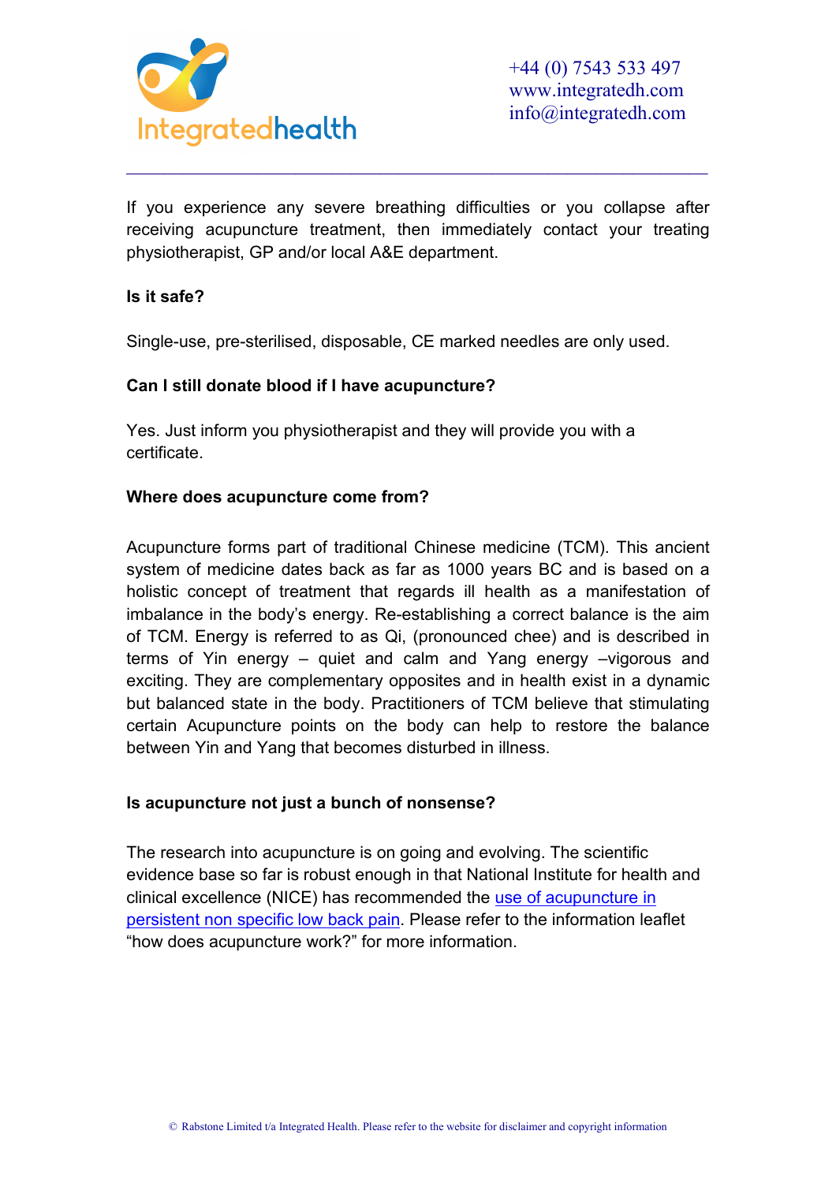If you experience any severe breathing difficulties or you collapse after receiving acupuncture treatment, then immediately contact your treating physiotherapist, GP and/or local A&E department.

**Is it safe?**

Single-use, pre-sterilised, disposable, CE marked needles are only used.

**Can I still donate blood if I have acupuncture?**

Yes. Just inform you physiotherapist and they will provide you with a certificate.

**Where does acupuncture come from?**

Acupuncture forms part of traditional Chinese medicine (TCM). This ancient system of medicine dates back as far as 1000 years BC and is based on a holistic concept of treatment that regards ill health as a manifestation of imbalance in the body's energy. Re-establishing a correct balance is the aim of TCM. Energy is referred to as Qi, (pronounced chee) and is described in terms of Yin energy – quiet and calm and Yang energy –vigorous and exciting. They are complementary opposites and in health exist in a dynamic but balanced state in the body. Practitioners of TCM believe that stimulating certain Acupuncture points on the body can help to restore the balance between Yin and Yang that becomes disturbed in illness.

**Is acupuncture not just a bunch of nonsense?**

The research into acupuncture is on going and evolving. The scientific evidence base so far is robust enough in that National Institute for health and clinical excellence (NICE) has recommended the use of acupuncture in persistent non specific low back pain. Please refer to the information leaflet "how does acupuncture work?" for more information.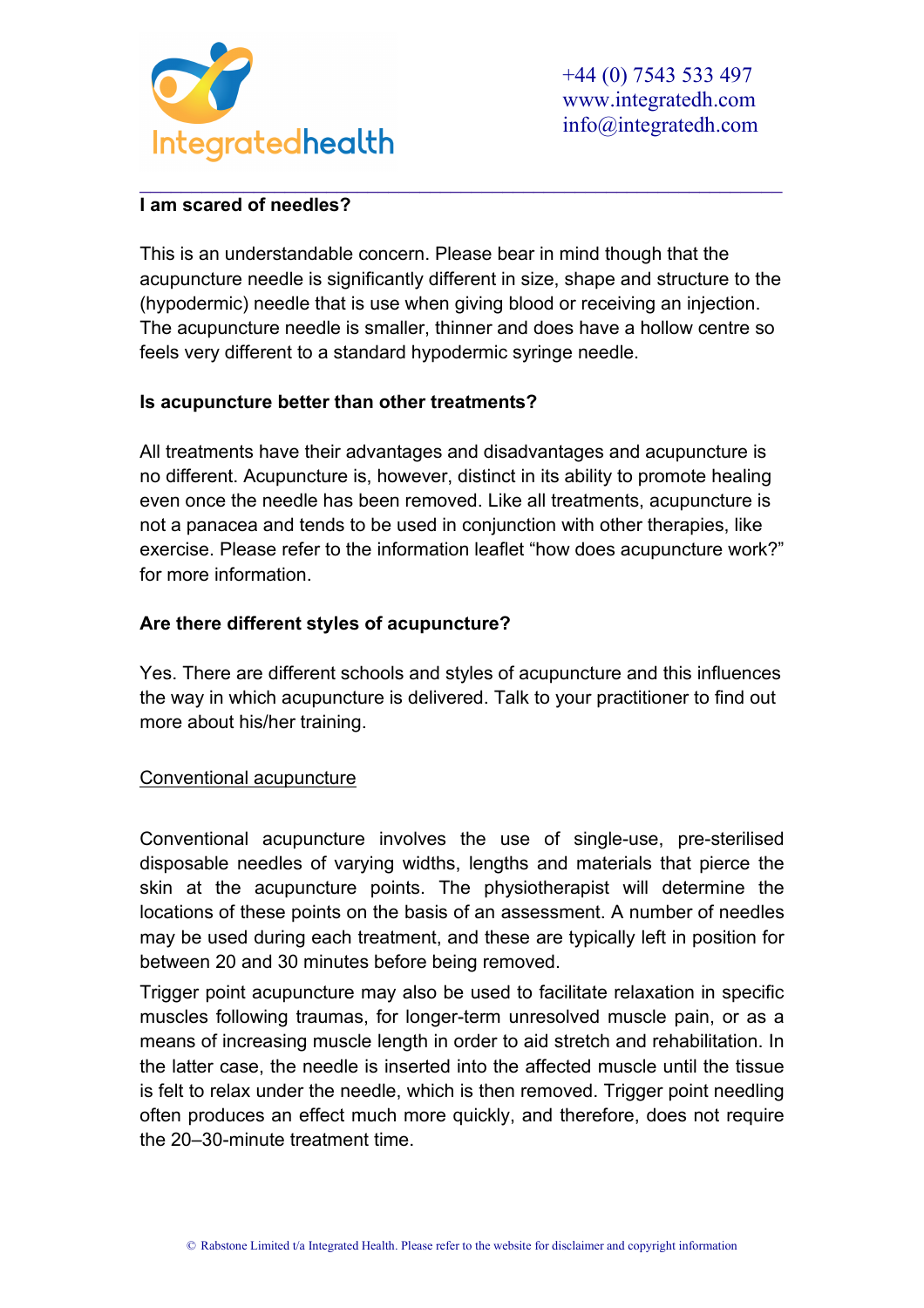**I am scared of needles?**

This is an understandable concern. Please bear in mind though that the acupuncture needle is significantly different in size, shape and structure to the (hypodermic) needle that is use when giving blood or receiving an injection. The acupuncture needle is smaller, thinner and does have a hollow centre so feels very different to a standard hypodermic syringe needle.

**Is acupuncture better than other treatments?**

All treatments have their advantages and disadvantages and acupuncture is no different. Acupuncture is, however, distinct in its ability to promote healing even once the needle has been removed. Like all treatments, acupuncture is not a panacea and tends to be used in conjunction with other therapies, like exercise. Please refer to the information leaflet "how does acupuncture work?" for more information.

**Are there different styles of acupuncture?**

Yes. There are different schools and styles of acupuncture and this influences the way in which acupuncture is delivered. Talk to your practitioner to find out more about his/her training.

<u>Conventional acupuncture</u>

Conventional acupuncture involves the use of single-use, pre-sterilised disposable needles of varying widths, lengths and materials that pierce the skin at the acupuncture points. The physiotherapist will determine the locations of these points on the basis of an assessment. A number of needles may be used during each treatment, and these are typically left in position for between 20 and 30 minutes before being removed.

Trigger point acupuncture may also be used to facilitate relaxation in specific muscles following traumas, for longer-term unresolved muscle pain, or as a means of increasing muscle length in order to aid stretch and rehabilitation. In the latter case, the needle is inserted into the affected muscle until the tissue is felt to relax under the needle, which is then removed. Trigger point needling often produces an effect much more quickly, and therefore, does not require the 20–30-minute treatment time.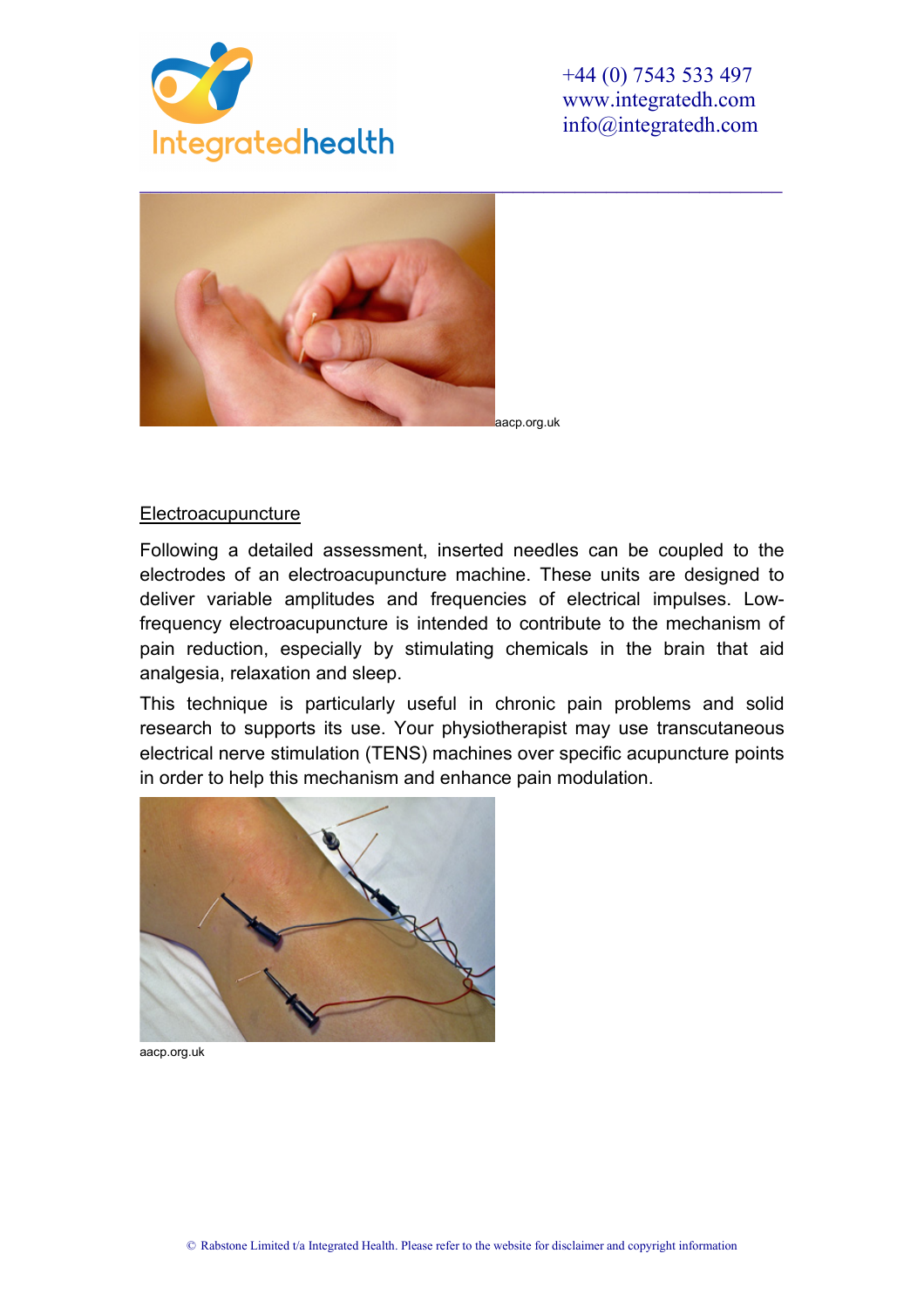aacp.org.uk

## Electroacupuncture

Following a detailed assessment, inserted needles can be coupled to the electrodes of an electroacupuncture machine. These units are designed to deliver variable amplitudes and frequencies of electrical impulses. Low-frequency electroacupuncture is intended to contribute to the mechanism of pain reduction, especially by stimulating chemicals in the brain that aid analgesia, relaxation and sleep.

This technique is particularly useful in chronic pain problems and solid research to supports its use. Your physiotherapist may use transcutaneous electrical nerve stimulation (TENS) machines over specific acupuncture points in order to help this mechanism and enhance pain modulation.

aacp.org.uk